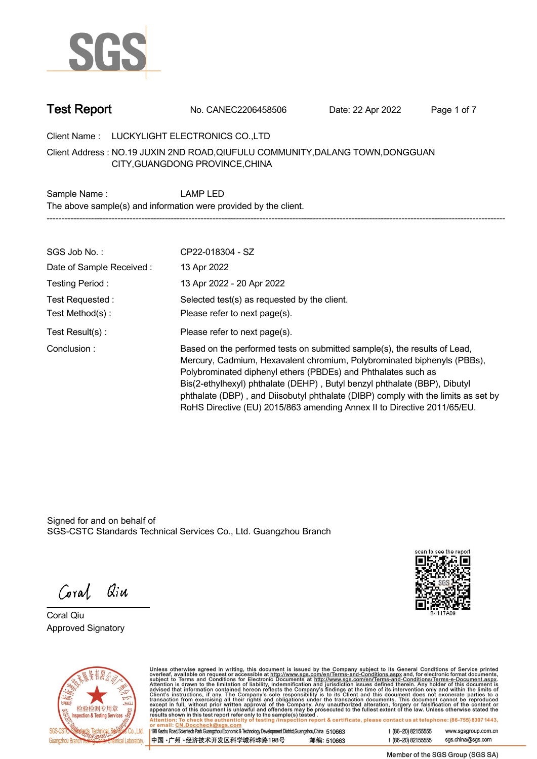# Test Report

No. CANEC2206458506 Date: 22 Apr 2022

Client Name : LUCKYLIGHT ELECTRONICS CO.,LTD

Client Address : NO.19 JUXIN 2ND ROAD,QIUFULU COMMUNITY,DALANG TOWN,DONGGUAN CITY,GUANGDONG PROVINCE,CHINA

Sample Name : LAMP LED

The above sample(s) and information were provided by the client.

---

SGS Job No. : CP22-018304 - SZ

Date of Sample Received : 13 Apr 2022

Testing Period : 13 Apr 2022 - 20 Apr 2022

Test Requested : Selected test(s) as requested by the client.

Test Method(s) : Please refer to next page(s).

Test Result(s) : Please refer to next page(s).

Conclusion : Based on the performed tests on submitted sample(s), the results of Lead, Mercury, Cadmium, Hexavalent chromium, Polybrominated biphenyls (PBBs), Polybrominated diphenyl ethers (PBDEs) and Phthalates such as Bis(2-ethylhexyl) phthalate (DEHP) , Butyl benzyl phthalate (BBP), Dibutyl phthalate (DBP) , and Diisobutyl phthalate (DIBP) comply with the limits as set by RoHS Directive (EU) 2015/863 amending Annex II to Directive 2011/65/EU.

Signed for and on behalf of
SGS-CSTC Standards Technical Services Co., Ltd. Guangzhou Branch

Coral Qiu
Approved Signatory

scan to see the report
B4117A09

Unless otherwise agreed in writing, this document is issued by the Company subject to its General Conditions of Service printed overleaf, available on request or accessible at http://www.sgs.com/en/Terms-and-Conditions.aspx and, for electronic format documents, subject to Terms and Conditions for Electronic Documents at http://www.sgs.com/en/Terms-and-Conditions/Terms-e-Document.aspx. Attention is drawn to the limitation of liability, indemnification and jurisdiction issues defined therein. Any holder of this document is advised that information contained hereon reflects the Company's findings at the time of its intervention only and within the limits of Client's instructions, if any. The Company's sole responsibility is to its Client and this document does not exonerate parties to a transaction from exercising all their rights and obligations under the transaction documents. This document cannot be reproduced except in full, without prior written approval of the Company. Any unauthorized alteration, forgery or falsification of the content or appearance of this document is unlawful and offenders may be prosecuted to the fullest extent of the law. Unless otherwise stated the results shown in this test report refer only to the sample(s) tested.

Attention: To check the authenticity of testing /inspection report & certificate, please contact us at telephone: (86-755) 8307 1443, or email: CN.Doccheck@sgs.com

198 Kezhu Road,Scientech Park Guangzhou Economic & Technology Development District,Guangzhou,China 510663 t (86-20) 82155555 www.sgsgroup.com.cn

中国 ·广州 ·经济技术开发区科学城科珠路198号 邮编: 510663 t (86-20) 82155555 sgs.china@sgs.com

Member of the SGS Group (SGS SA)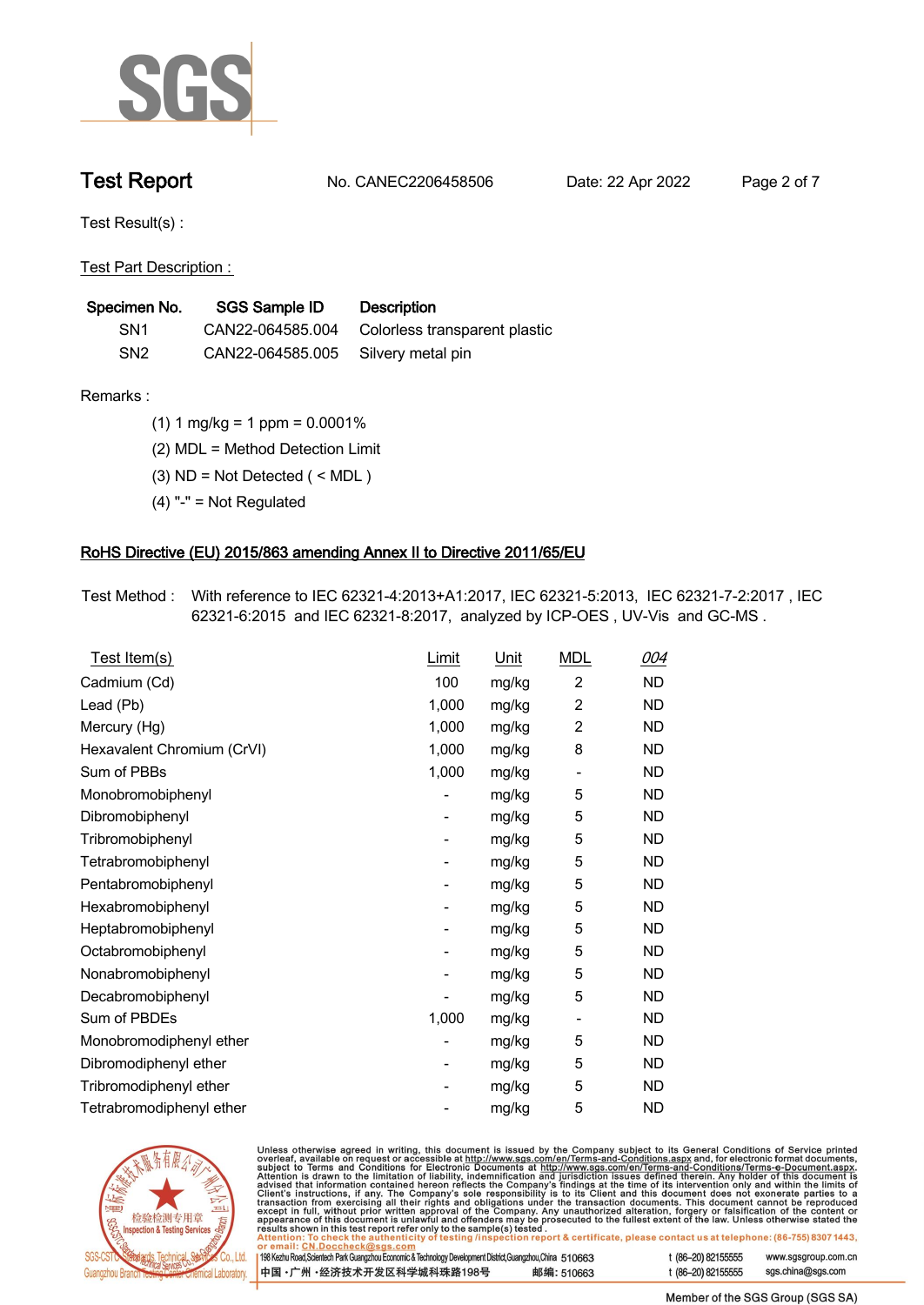# Test Report

No. CANEC2206458506 Date: 22 Apr 2022

Test Result(s) :

Test Part Description :

| Specimen No. | SGS Sample ID | Description |
|---|---|---|
| SN1 | CAN22-064585.004 | Colorless transparent plastic |
| SN2 | CAN22-064585.005 | Silvery metal pin |

Remarks :

(1) 1 mg/kg = 1 ppm = 0.0001%

(2) MDL = Method Detection Limit

(3) ND = Not Detected ( < MDL )

(4) "-" = Not Regulated

## RoHS Directive (EU) 2015/863 amending Annex II to Directive 2011/65/EU

Test Method : With reference to IEC 62321-4:2013+A1:2017, IEC 62321-5:2013, IEC 62321-7-2:2017 , IEC 62321-6:2015 and IEC 62321-8:2017, analyzed by ICP-OES , UV-Vis and GC-MS .

| Test Item(s) | Limit | Unit | MDL | 004 |
|---|---|---|---|---|
| Cadmium (Cd) | 100 | mg/kg | 2 | ND |
| Lead (Pb) | 1,000 | mg/kg | 2 | ND |
| Mercury (Hg) | 1,000 | mg/kg | 2 | ND |
| Hexavalent Chromium (CrVI) | 1,000 | mg/kg | 8 | ND |
| Sum of PBBs | 1,000 | mg/kg | - | ND |
| Monobromobiphenyl | - | mg/kg | 5 | ND |
| Dibromobiphenyl | - | mg/kg | 5 | ND |
| Tribromobiphenyl | - | mg/kg | 5 | ND |
| Tetrabromobiphenyl | - | mg/kg | 5 | ND |
| Pentabromobiphenyl | - | mg/kg | 5 | ND |
| Hexabromobiphenyl | - | mg/kg | 5 | ND |
| Heptabromobiphenyl | - | mg/kg | 5 | ND |
| Octabromobiphenyl | - | mg/kg | 5 | ND |
| Nonabromobiphenyl | - | mg/kg | 5 | ND |
| Decabromobiphenyl | - | mg/kg | 5 | ND |
| Sum of PBDEs | 1,000 | mg/kg | - | ND |
| Monobromodiphenyl ether | - | mg/kg | 5 | ND |
| Dibromodiphenyl ether | - | mg/kg | 5 | ND |
| Tribromodiphenyl ether | - | mg/kg | 5 | ND |
| Tetrabromodiphenyl ether | - | mg/kg | 5 | ND |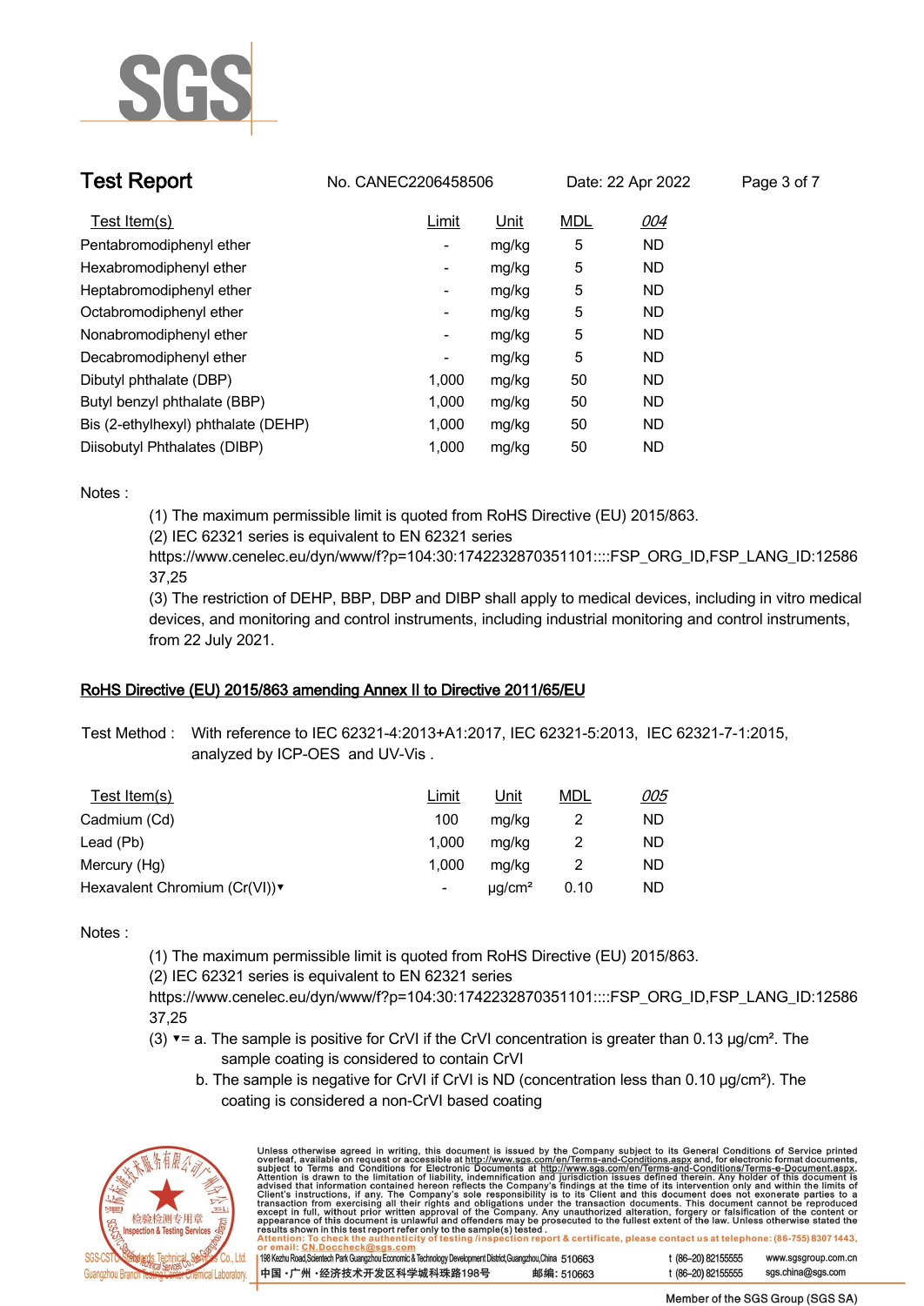| Test Item(s) | Limit | Unit | MDL | 004 |
|---|---|---|---|---|
| Pentabromodiphenyl ether | - | mg/kg | 5 | ND |
| Hexabromodiphenyl ether | - | mg/kg | 5 | ND |
| Heptabromodiphenyl ether | - | mg/kg | 5 | ND |
| Octabromodiphenyl ether | - | mg/kg | 5 | ND |
| Nonabromodiphenyl ether | - | mg/kg | 5 | ND |
| Decabromodiphenyl ether | - | mg/kg | 5 | ND |
| Dibutyl phthalate (DBP) | 1,000 | mg/kg | 50 | ND |
| Butyl benzyl phthalate (BBP) | 1,000 | mg/kg | 50 | ND |
| Bis (2-ethylhexyl) phthalate (DEHP) | 1,000 | mg/kg | 50 | ND |
| Diisobutyl Phthalates (DIBP) | 1,000 | mg/kg | 50 | ND |

Notes :

(1) The maximum permissible limit is quoted from RoHS Directive (EU) 2015/863.
(2) IEC 62321 series is equivalent to EN 62321 series
https://www.cenelec.eu/dyn/www/f?p=104:30:1742232870351101::::FSP_ORG_ID,FSP_LANG_ID:1258637,25
(3) The restriction of DEHP, BBP, DBP and DIBP shall apply to medical devices, including in vitro medical devices, and monitoring and control instruments, including industrial monitoring and control instruments, from 22 July 2021.

## RoHS Directive (EU) 2015/863 amending Annex II to Directive 2011/65/EU

Test Method : With reference to IEC 62321-4:2013+A1:2017, IEC 62321-5:2013, IEC 62321-7-1:2015, analyzed by ICP-OES and UV-Vis .

| Test Item(s) | Limit | Unit | MDL | 005 |
|---|---|---|---|---|
| Cadmium (Cd) | 100 | mg/kg | 2 | ND |
| Lead (Pb) | 1,000 | mg/kg | 2 | ND |
| Mercury (Hg) | 1,000 | mg/kg | 2 | ND |
| Hexavalent Chromium (Cr(VI))▼ | - | μg/cm² | 0.10 | ND |

Notes :

(1) The maximum permissible limit is quoted from RoHS Directive (EU) 2015/863.
(2) IEC 62321 series is equivalent to EN 62321 series
https://www.cenelec.eu/dyn/www/f?p=104:30:1742232870351101::::FSP_ORG_ID,FSP_LANG_ID:1258637,25
(3) ▼= a. The sample is positive for CrVI if the CrVI concentration is greater than 0.13 μg/cm². The sample coating is considered to contain CrVI
b. The sample is negative for CrVI if CrVI is ND (concentration less than 0.10 μg/cm²). The coating is considered a non-CrVI based coating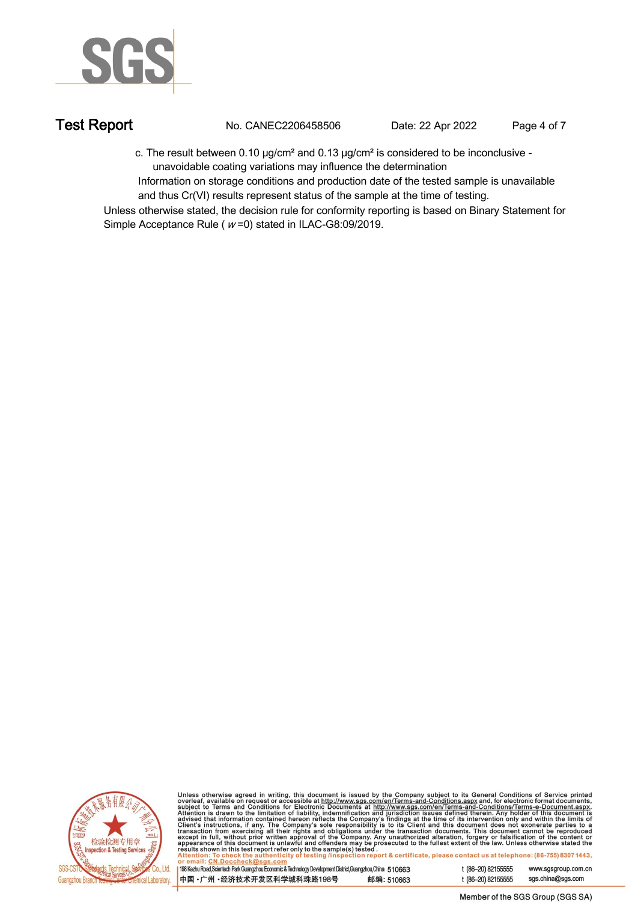c. The result between 0.10 μg/cm² and 0.13 μg/cm² is considered to be inconclusive - unavoidable coating variations may influence the determination

Information on storage conditions and production date of the tested sample is unavailable and thus Cr(VI) results represent status of the sample at the time of testing.

Unless otherwise stated, the decision rule for conformity reporting is based on Binary Statement for Simple Acceptance Rule ( $w$ =0) stated in ILAC-G8:09/2019.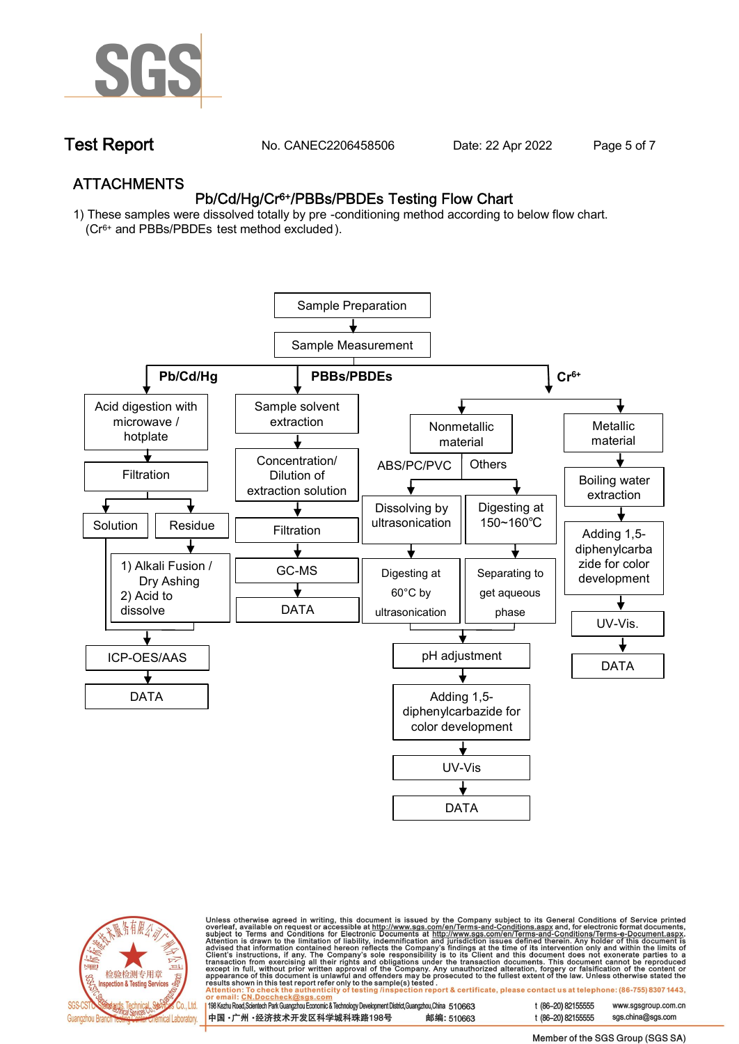# ATTACHMENTS

## Pb/Cd/Hg/$Cr^{6+}$/PBBs/PBDEs Testing Flow Chart

1) These samples were dissolved totally by pre -conditioning method according to below flow chart. ($Cr^{6+}$ and PBBs/PBDEs test method excluded).

Sample Preparation → Sample Measurement

**Pb/Cd/Hg**

- Acid digestion with microwave / hotplate
- Filtration
- Solution / Residue
  - Residue: 1) Alkali Fusion / Dry Ashing 2) Acid to dissolve
- ICP-OES/AAS
- DATA

**PBBs/PBDEs**

- Sample solvent extraction
- Concentration/ Dilution of extraction solution
- Filtration
- GC-MS
- DATA

**$Cr^{6+}$**

- Nonmetallic material
  - ABS/PC/PVC: Dissolving by ultrasonication → Digesting at 60°C by ultrasonication
  - Others: Digesting at 150~160℃ → Separating to get aqueous phase
  - pH adjustment
  - Adding 1,5-diphenylcarbazide for color development
  - UV-Vis
  - DATA
- Metallic material
  - Boiling water extraction
  - Adding 1,5-diphenylcarbazide for color development
  - UV-Vis.
  - DATA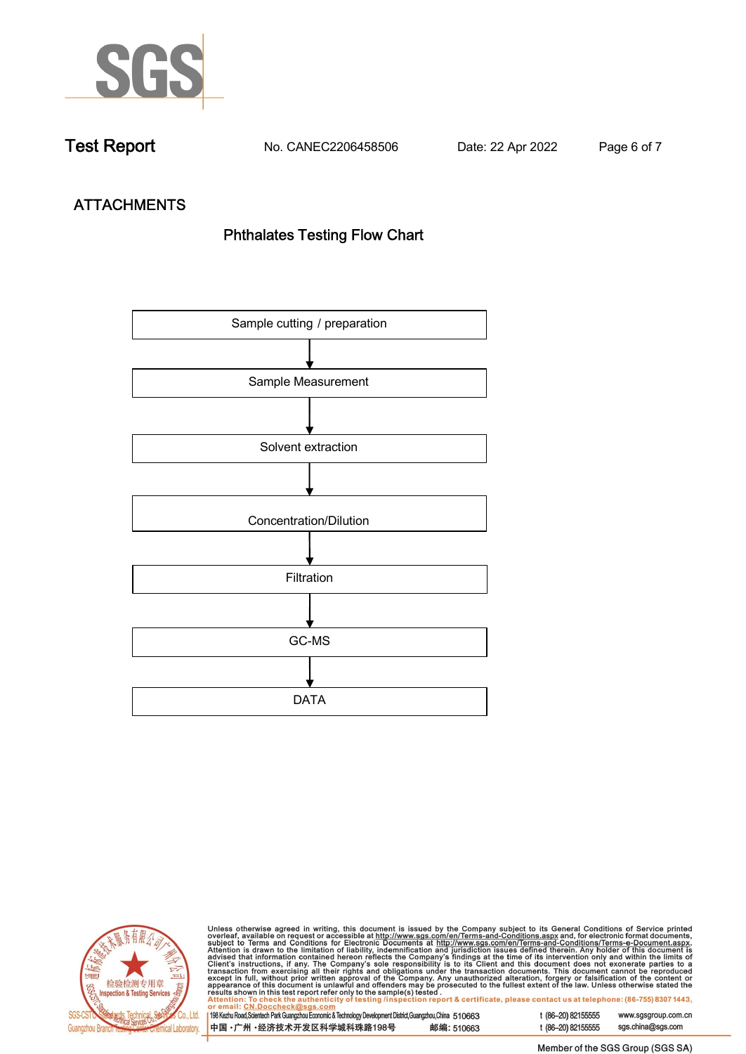## ATTACHMENTS

### Phthalates Testing Flow Chart

Sample cutting / preparation

↓

Sample Measurement

↓

Solvent extraction

↓

Concentration/Dilution

↓

Filtration

↓

GC-MS

↓

DATA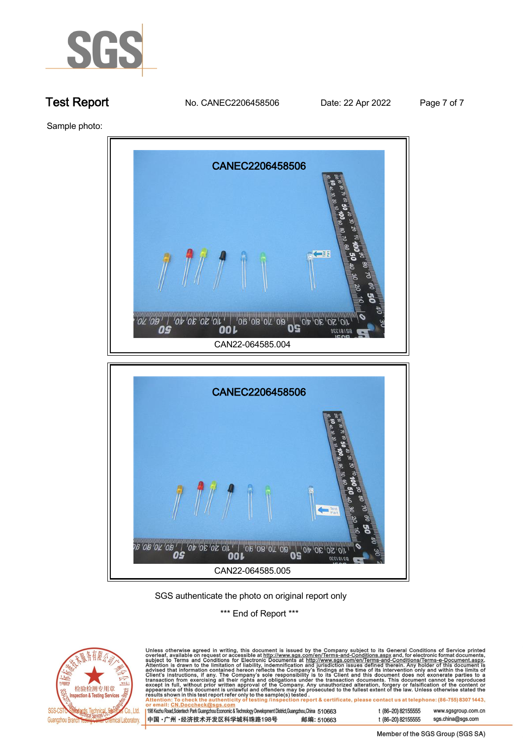# Test Report

No. CANEC2206458506    Date: 22 Apr 2022

Sample photo:

CANEC2206458506

CAN22-064585.004

CANEC2206458506

CAN22-064585.005

SGS authenticate the photo on original report only

*** End of Report ***

Unless otherwise agreed in writing, this document is issued by the Company subject to its General Conditions of Service printed overleaf, available on request or accessible at http://www.sgs.com/en/Terms-and-Conditions.aspx and, for electronic format documents, subject to Terms and Conditions for Electronic Documents at http://www.sgs.com/en/Terms-and-Conditions/Terms-e-Document.aspx. Attention is drawn to the limitation of liability, indemnification and jurisdiction issues defined therein. Any holder of this document is advised that information contained hereon reflects the Company's findings at the time of its intervention only and within the limits of Client's instructions, if any. The Company's sole responsibility is to its Client and this document does not exonerate parties to a transaction from exercising all their rights and obligations under the transaction documents. This document cannot be reproduced except in full, without prior written approval of the Company. Any unauthorized alteration, forgery or falsification of the content or appearance of this document is unlawful and offenders may be prosecuted to the fullest extent of the law. Unless otherwise stated the results shown in this test report refer only to the sample(s) tested.

Attention: To check the authenticity of testing /inspection report & certificate, please contact us at telephone: (86-755) 8307 1443, or email: CN.Doccheck@sgs.com

198 Kezhu Road,Scientech Park Guangzhou Economic & Technology Development District,Guangzhou,China 510663    t (86–20) 82155555    www.sgsgroup.com.cn

中国・广州・经济技术开发区科学城科珠路198号    邮编: 510663    t (86–20) 82155555    sgs.china@sgs.com

Member of the SGS Group (SGS SA)